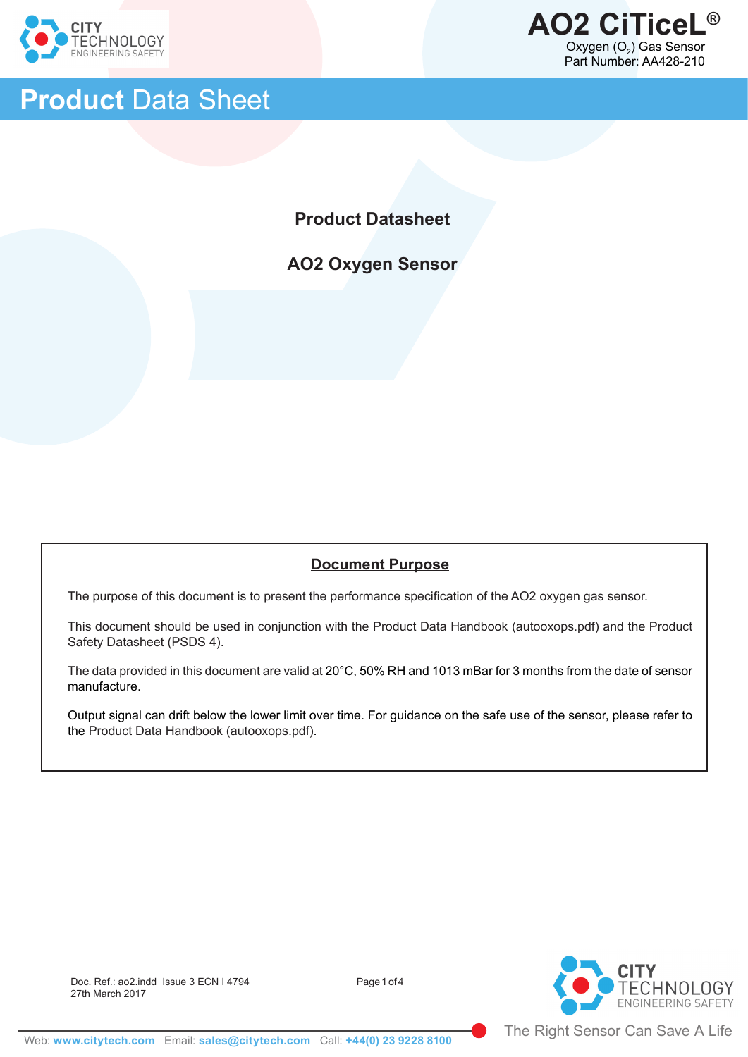# AO2 CiTiceL®

Oxygen ($O_2$) Gas Sensor
Part Number: AA428-210

## Product Data Sheet

**Product Datasheet**

**AO2 Oxygen Sensor**

### Document Purpose

The purpose of this document is to present the performance specification of the AO2 oxygen gas sensor.

This document should be used in conjunction with the Product Data Handbook (autooxops.pdf) and the Product Safety Datasheet (PSDS 4).

The data provided in this document are valid at 20°C, 50% RH and 1013 mBar for 3 months from the date of sensor manufacture.

Output signal can drift below the lower limit over time. For guidance on the safe use of the sensor, please refer to the Product Data Handbook (autooxops.pdf).

Doc. Ref.: ao2.indd Issue 3 ECN I 4794
27th March 2017

The Right Sensor Can Save A Life

Web: **www.citytech.com** Email: **sales@citytech.com** Call: **+44(0) 23 9228 8100**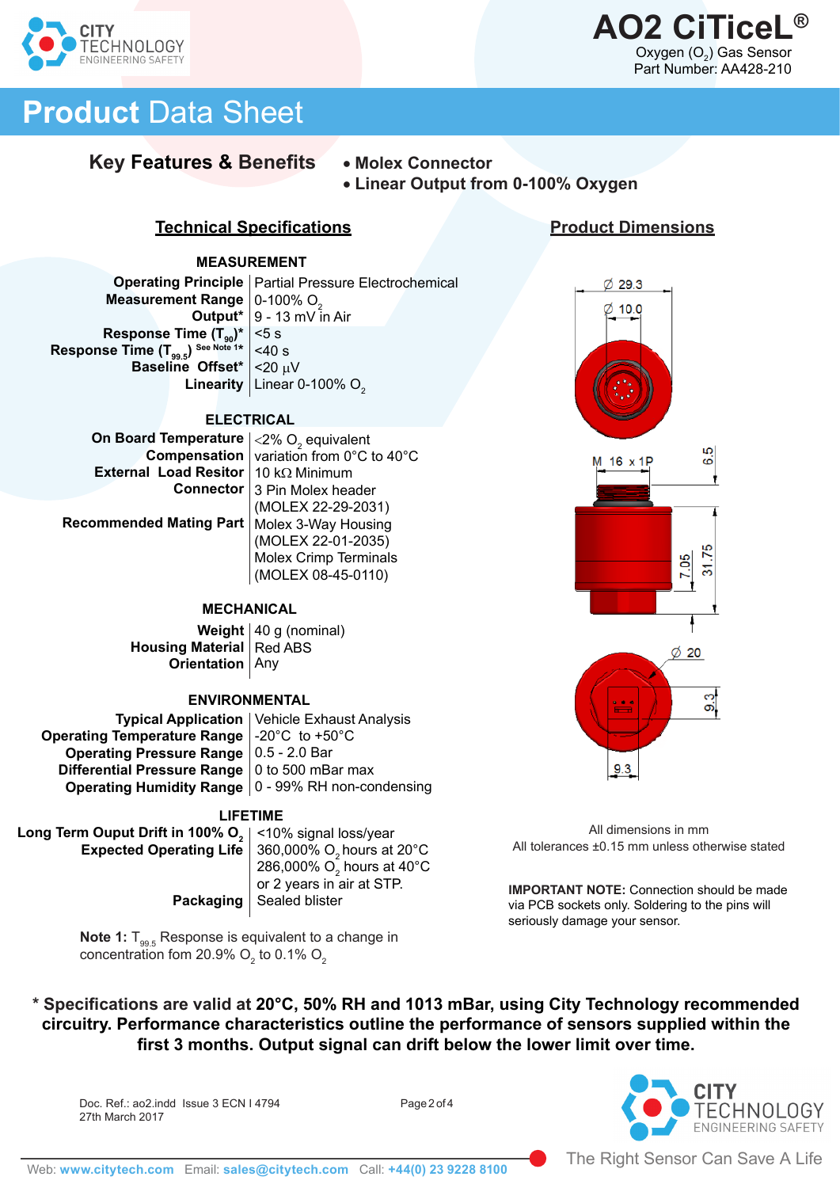# AO2 CiTiceL®

Oxygen ($O_2$) Gas Sensor
Part Number: AA428-210

## Product Data Sheet

**Key Features & Benefits**

- **Molex Connector**
- **Linear Output from 0-100% Oxygen**

### Technical Specifications

**MEASUREMENT**

| | |
|---|---|
| **Operating Principle** | Partial Pressure Electrochemical |
| **Measurement Range** | 0-100% $O_2$ |
| **Output*** | 9 - 13 mV in Air |
| **Response Time ($T_{90}$)*** | <5 s |
| **Response Time ($T_{99.5}$)** See Note 1* | <40 s |
| **Baseline Offset*** | <20 µV |
| **Linearity** | Linear 0-100% $O_2$ |

**ELECTRICAL**

| | |
|---|---|
| **On Board Temperature Compensation** | <2% $O_2$ equivalent variation from 0°C to 40°C |
| **External Load Resitor** | 10 kΩ Minimum |
| **Connector** | 3 Pin Molex header (MOLEX 22-29-2031) |
| **Recommended Mating Part** | Molex 3-Way Housing (MOLEX 22-01-2035) Molex Crimp Terminals (MOLEX 08-45-0110) |

**MECHANICAL**

| | |
|---|---|
| **Weight** | 40 g (nominal) |
| **Housing Material** | Red ABS |
| **Orientation** | Any |

**ENVIRONMENTAL**

| | |
|---|---|
| **Typical Application** | Vehicle Exhaust Analysis |
| **Operating Temperature Range** | -20°C to +50°C |
| **Operating Pressure Range** | 0.5 - 2.0 Bar |
| **Differential Pressure Range** | 0 to 500 mBar max |
| **Operating Humidity Range** | 0 - 99% RH non-condensing |

**LIFETIME**

| | |
|---|---|
| **Long Term Ouput Drift in 100% $O_2$** | <10% signal loss/year |
| **Expected Operating Life** | 360,000% $O_2$ hours at 20°C<br>286,000% $O_2$ hours at 40°C<br>or 2 years in air at STP. |
| **Packaging** | Sealed blister |

**Note 1:** $T_{99.5}$ Response is equivalent to a change in concentration fom 20.9% $O_2$ to 0.1% $O_2$

### Product Dimensions

Ø 29.3, Ø 10.0, M 16 x 1P, 6.5, 7.05, 31.75, Ø 20, 9.3, 9.3

All dimensions in mm
All tolerances ±0.15 mm unless otherwise stated

**IMPORTANT NOTE:** Connection should be made via PCB sockets only. Soldering to the pins will seriously damage your sensor.

**\* Specifications are valid at 20°C, 50% RH and 1013 mBar, using City Technology recommended circuitry. Performance characteristics outline the performance of sensors supplied within the first 3 months. Output signal can drift below the lower limit over time.**

Doc. Ref.: ao2.indd Issue 3 ECN I 4794
27th March 2017

The Right Sensor Can Save A Life

Web: www.citytech.com Email: sales@citytech.com Call: +44(0) 23 9228 8100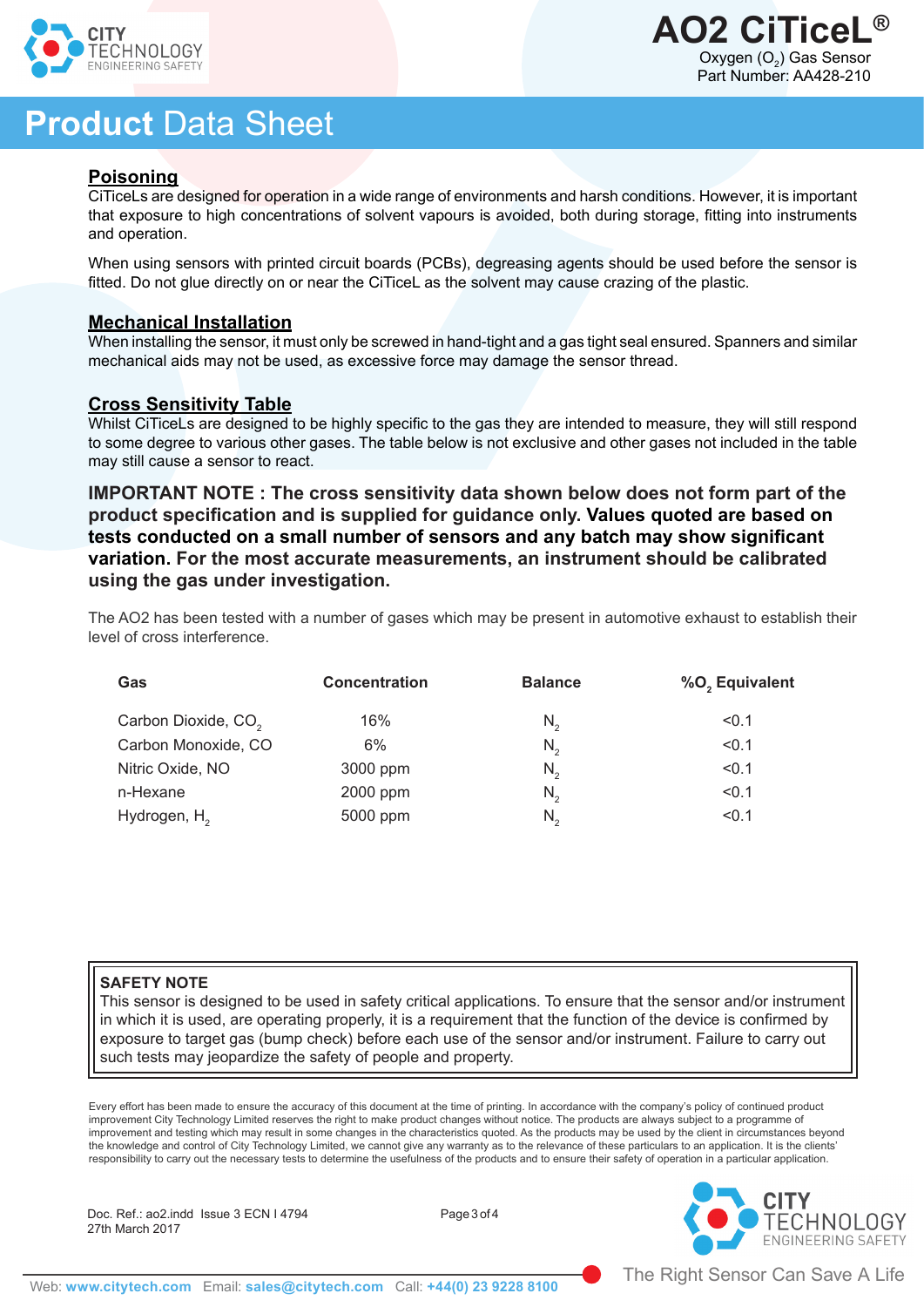## Poisoning

CiTiceLs are designed for operation in a wide range of environments and harsh conditions. However, it is important that exposure to high concentrations of solvent vapours is avoided, both during storage, fitting into instruments and operation.

When using sensors with printed circuit boards (PCBs), degreasing agents should be used before the sensor is fitted. Do not glue directly on or near the CiTiceL as the solvent may cause crazing of the plastic.

## Mechanical Installation

When installing the sensor, it must only be screwed in hand-tight and a gas tight seal ensured. Spanners and similar mechanical aids may not be used, as excessive force may damage the sensor thread.

## Cross Sensitivity Table

Whilst CiTiceLs are designed to be highly specific to the gas they are intended to measure, they will still respond to some degree to various other gases. The table below is not exclusive and other gases not included in the table may still cause a sensor to react.

**IMPORTANT NOTE : The cross sensitivity data shown below does not form part of the product specification and is supplied for guidance only. Values quoted are based on tests conducted on a small number of sensors and any batch may show significant variation. For the most accurate measurements, an instrument should be calibrated using the gas under investigation.**

The AO2 has been tested with a number of gases which may be present in automotive exhaust to establish their level of cross interference.

| Gas | Concentration | Balance | %$O_2$ Equivalent |
|---|---|---|---|
| Carbon Dioxide, $CO_2$ | 16% | $N_2$ | <0.1 |
| Carbon Monoxide, CO | 6% | $N_2$ | <0.1 |
| Nitric Oxide, NO | 3000 ppm | $N_2$ | <0.1 |
| n-Hexane | 2000 ppm | $N_2$ | <0.1 |
| Hydrogen, $H_2$ | 5000 ppm | $N_2$ | <0.1 |

**SAFETY NOTE**

This sensor is designed to be used in safety critical applications. To ensure that the sensor and/or instrument in which it is used, are operating properly, it is a requirement that the function of the device is confirmed by exposure to target gas (bump check) before each use of the sensor and/or instrument. Failure to carry out such tests may jeopardize the safety of people and property.

Every effort has been made to ensure the accuracy of this document at the time of printing. In accordance with the company's policy of continued product improvement City Technology Limited reserves the right to make product changes without notice. The products are always subject to a programme of improvement and testing which may result in some changes in the characteristics quoted. As the products may be used by the client in circumstances beyond the knowledge and control of City Technology Limited, we cannot give any warranty as to the relevance of these particulars to an application. It is the clients' responsibility to carry out the necessary tests to determine the usefulness of the products and to ensure their safety of operation in a particular application.

Doc. Ref.: ao2.indd Issue 3 ECN I 4794
27th March 2017